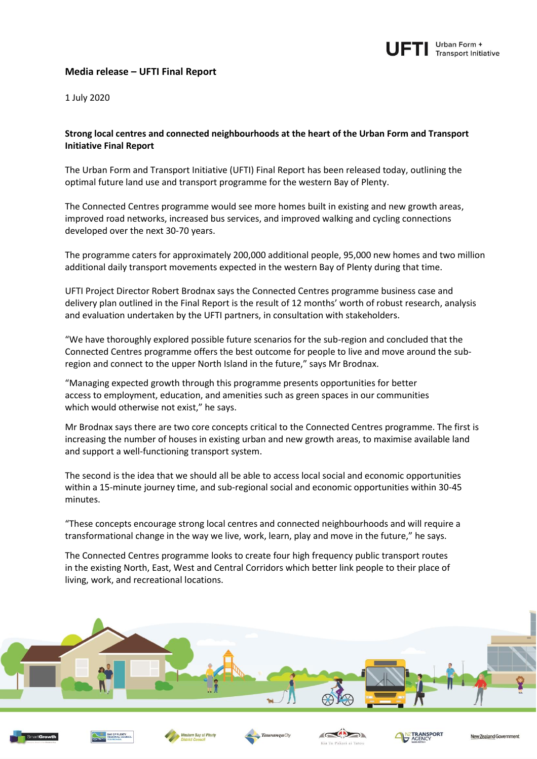# Media release – UFTI Final Report

1 July 2020

**Strong local centres and connected neighbourhoods at the heart of the Urban Form and Transport Initiative Final Report**

The Urban Form and Transport Initiative (UFTI) Final Report has been released today, outlining the optimal future land use and transport programme for the western Bay of Plenty.

The Connected Centres programme would see more homes built in existing and new growth areas, improved road networks, increased bus services, and improved walking and cycling connections developed over the next 30-70 years.

The programme caters for approximately 200,000 additional people, 95,000 new homes and two million additional daily transport movements expected in the western Bay of Plenty during that time.

UFTI Project Director Robert Brodnax says the Connected Centres programme business case and delivery plan outlined in the Final Report is the result of 12 months' worth of robust research, analysis and evaluation undertaken by the UFTI partners, in consultation with stakeholders.

"We have thoroughly explored possible future scenarios for the sub-region and concluded that the Connected Centres programme offers the best outcome for people to live and move around the sub-region and connect to the upper North Island in the future," says Mr Brodnax.

"Managing expected growth through this programme presents opportunities for better access to employment, education, and amenities such as green spaces in our communities which would otherwise not exist," he says.

Mr Brodnax says there are two core concepts critical to the Connected Centres programme. The first is increasing the number of houses in existing urban and new growth areas, to maximise available land and support a well-functioning transport system.

The second is the idea that we should all be able to access local social and economic opportunities within a 15-minute journey time, and sub-regional social and economic opportunities within 30-45 minutes.

"These concepts encourage strong local centres and connected neighbourhoods and will require a transformational change in the way we live, work, learn, play and move in the future," he says.

The Connected Centres programme looks to create four high frequency public transport routes in the existing North, East, West and Central Corridors which better link people to their place of living, work, and recreational locations.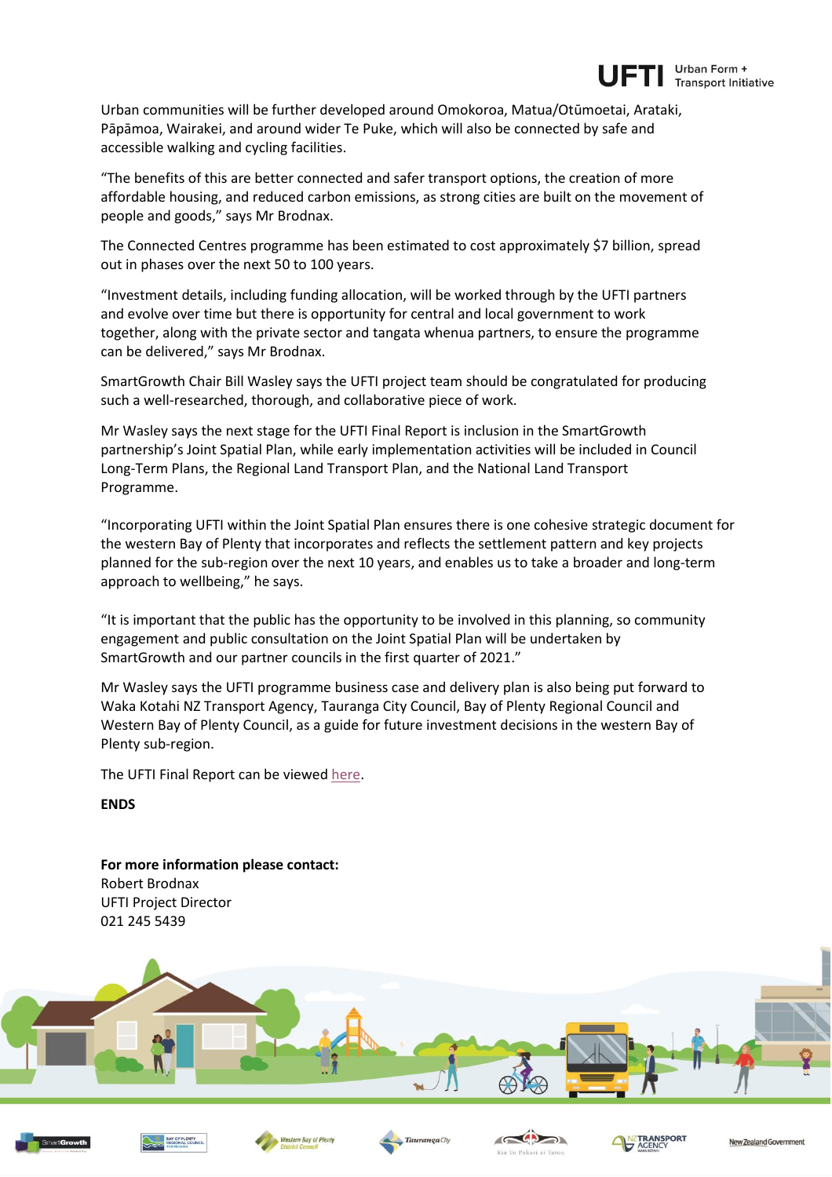Urban communities will be further developed around Omokoroa, Matua/Otūmoetai, Arataki, Pāpāmoa, Wairakei, and around wider Te Puke, which will also be connected by safe and accessible walking and cycling facilities.

"The benefits of this are better connected and safer transport options, the creation of more affordable housing, and reduced carbon emissions, as strong cities are built on the movement of people and goods," says Mr Brodnax.

The Connected Centres programme has been estimated to cost approximately $7 billion, spread out in phases over the next 50 to 100 years.

"Investment details, including funding allocation, will be worked through by the UFTI partners and evolve over time but there is opportunity for central and local government to work together, along with the private sector and tangata whenua partners, to ensure the programme can be delivered," says Mr Brodnax.

SmartGrowth Chair Bill Wasley says the UFTI project team should be congratulated for producing such a well-researched, thorough, and collaborative piece of work.

Mr Wasley says the next stage for the UFTI Final Report is inclusion in the SmartGrowth partnership's Joint Spatial Plan, while early implementation activities will be included in Council Long-Term Plans, the Regional Land Transport Plan, and the National Land Transport Programme.

"Incorporating UFTI within the Joint Spatial Plan ensures there is one cohesive strategic document for the western Bay of Plenty that incorporates and reflects the settlement pattern and key projects planned for the sub-region over the next 10 years, and enables us to take a broader and long-term approach to wellbeing," he says.

"It is important that the public has the opportunity to be involved in this planning, so community engagement and public consultation on the Joint Spatial Plan will be undertaken by SmartGrowth and our partner councils in the first quarter of 2021."

Mr Wasley says the UFTI programme business case and delivery plan is also being put forward to Waka Kotahi NZ Transport Agency, Tauranga City Council, Bay of Plenty Regional Council and Western Bay of Plenty Council, as a guide for future investment decisions in the western Bay of Plenty sub-region.

The UFTI Final Report can be viewed here.

**ENDS**

**For more information please contact:**
Robert Brodnax
UFTI Project Director
021 245 5439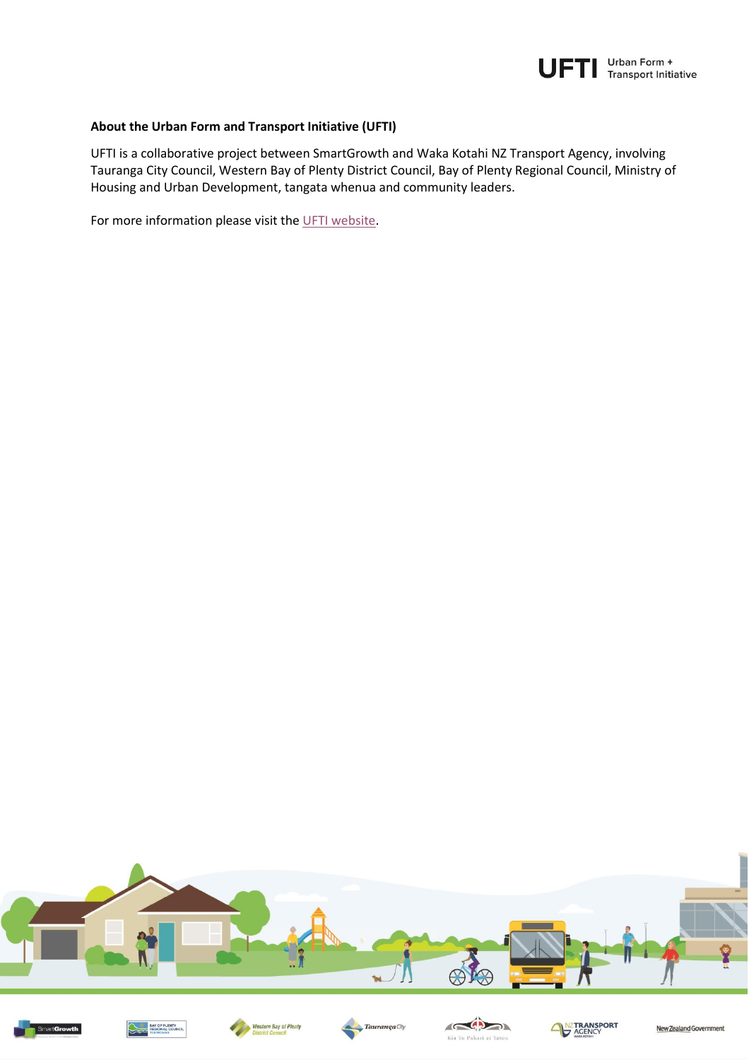## About the Urban Form and Transport Initiative (UFTI)

UFTI is a collaborative project between SmartGrowth and Waka Kotahi NZ Transport Agency, involving Tauranga City Council, Western Bay of Plenty District Council, Bay of Plenty Regional Council, Ministry of Housing and Urban Development, tangata whenua and community leaders.

For more information please visit the UFTI website.